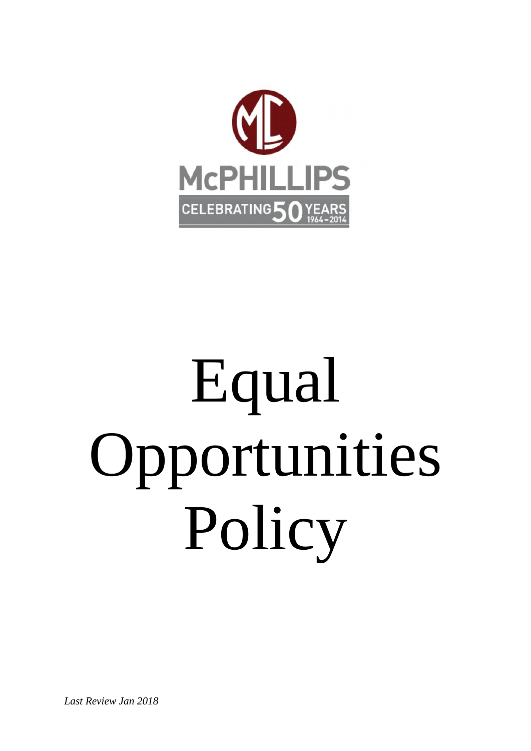McPHILLIPS

CELEBRATING 50 YEARS 1964–2014

# Equal Opportunities Policy

*Last Review Jan 2018*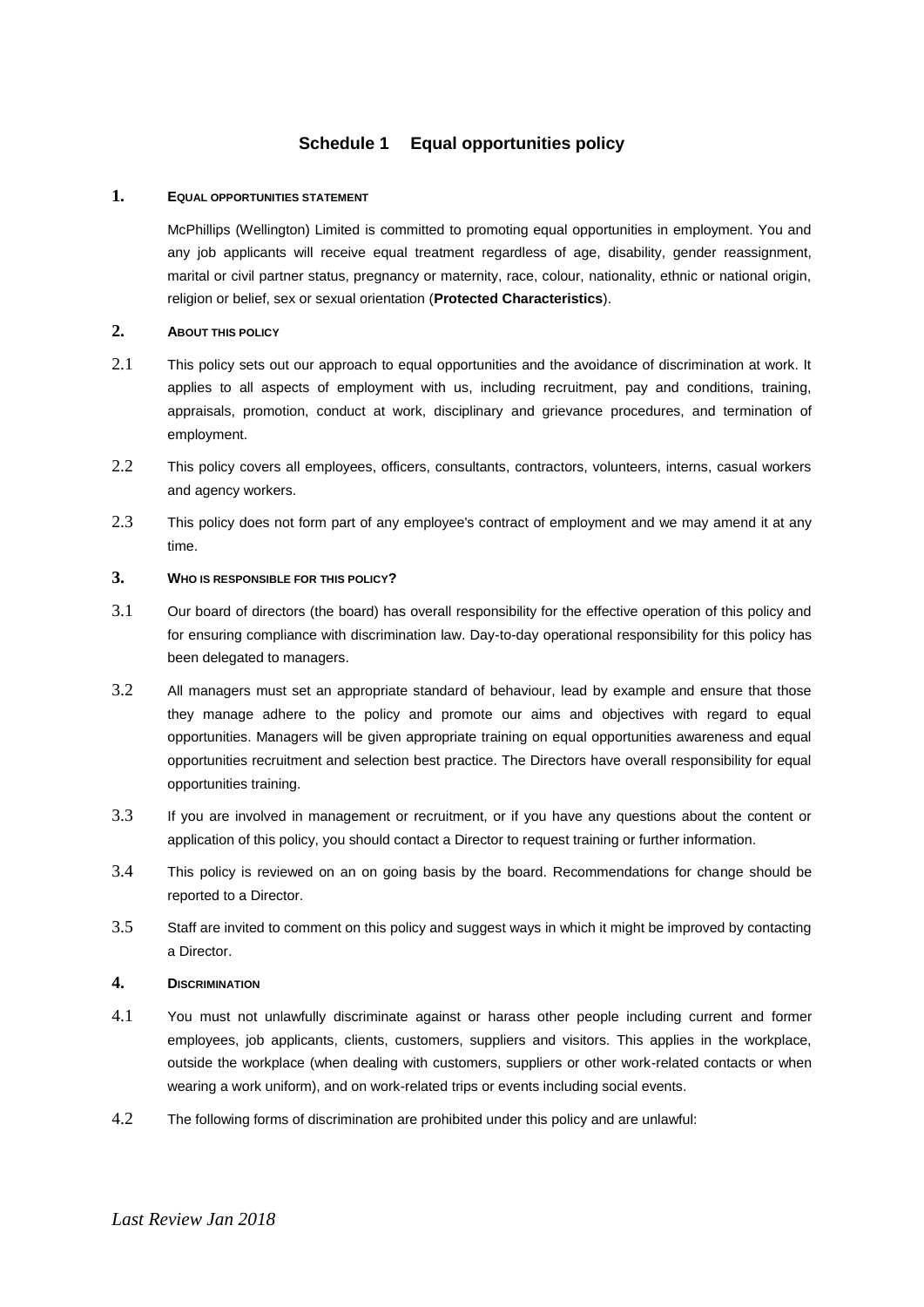## Schedule 1 Equal opportunities policy

### 1. Equal opportunities statement

McPhillips (Wellington) Limited is committed to promoting equal opportunities in employment. You and any job applicants will receive equal treatment regardless of age, disability, gender reassignment, marital or civil partner status, pregnancy or maternity, race, colour, nationality, ethnic or national origin, religion or belief, sex or sexual orientation (**Protected Characteristics**).

### 2. About this policy

2.1 This policy sets out our approach to equal opportunities and the avoidance of discrimination at work. It applies to all aspects of employment with us, including recruitment, pay and conditions, training, appraisals, promotion, conduct at work, disciplinary and grievance procedures, and termination of employment.

2.2 This policy covers all employees, officers, consultants, contractors, volunteers, interns, casual workers and agency workers.

2.3 This policy does not form part of any employee's contract of employment and we may amend it at any time.

### 3. Who is responsible for this policy?

3.1 Our board of directors (the board) has overall responsibility for the effective operation of this policy and for ensuring compliance with discrimination law. Day-to-day operational responsibility for this policy has been delegated to managers.

3.2 All managers must set an appropriate standard of behaviour, lead by example and ensure that those they manage adhere to the policy and promote our aims and objectives with regard to equal opportunities. Managers will be given appropriate training on equal opportunities awareness and equal opportunities recruitment and selection best practice. The Directors have overall responsibility for equal opportunities training.

3.3 If you are involved in management or recruitment, or if you have any questions about the content or application of this policy, you should contact a Director to request training or further information.

3.4 This policy is reviewed on an on going basis by the board. Recommendations for change should be reported to a Director.

3.5 Staff are invited to comment on this policy and suggest ways in which it might be improved by contacting a Director.

### 4. Discrimination

4.1 You must not unlawfully discriminate against or harass other people including current and former employees, job applicants, clients, customers, suppliers and visitors. This applies in the workplace, outside the workplace (when dealing with customers, suppliers or other work-related contacts or when wearing a work uniform), and on work-related trips or events including social events.

4.2 The following forms of discrimination are prohibited under this policy and are unlawful:

*Last Review Jan 2018*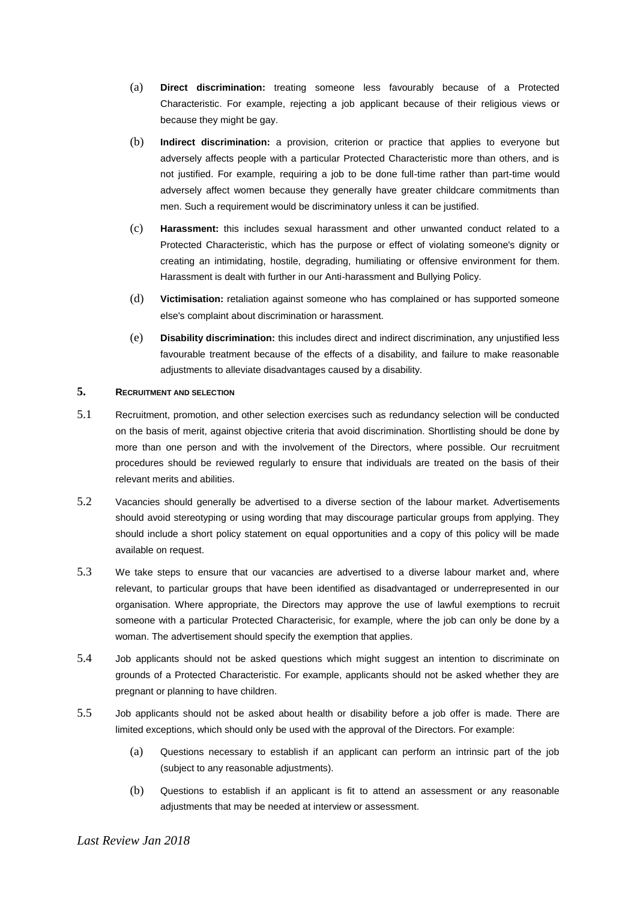(a) **Direct discrimination:** treating someone less favourably because of a Protected Characteristic. For example, rejecting a job applicant because of their religious views or because they might be gay.

(b) **Indirect discrimination:** a provision, criterion or practice that applies to everyone but adversely affects people with a particular Protected Characteristic more than others, and is not justified. For example, requiring a job to be done full-time rather than part-time would adversely affect women because they generally have greater childcare commitments than men. Such a requirement would be discriminatory unless it can be justified.

(c) **Harassment:** this includes sexual harassment and other unwanted conduct related to a Protected Characteristic, which has the purpose or effect of violating someone's dignity or creating an intimidating, hostile, degrading, humiliating or offensive environment for them. Harassment is dealt with further in our Anti-harassment and Bullying Policy.

(d) **Victimisation:** retaliation against someone who has complained or has supported someone else's complaint about discrimination or harassment.

(e) **Disability discrimination:** this includes direct and indirect discrimination, any unjustified less favourable treatment because of the effects of a disability, and failure to make reasonable adjustments to alleviate disadvantages caused by a disability.

## 5. RECRUITMENT AND SELECTION

5.1 Recruitment, promotion, and other selection exercises such as redundancy selection will be conducted on the basis of merit, against objective criteria that avoid discrimination. Shortlisting should be done by more than one person and with the involvement of the Directors, where possible. Our recruitment procedures should be reviewed regularly to ensure that individuals are treated on the basis of their relevant merits and abilities.

5.2 Vacancies should generally be advertised to a diverse section of the labour market. Advertisements should avoid stereotyping or using wording that may discourage particular groups from applying. They should include a short policy statement on equal opportunities and a copy of this policy will be made available on request.

5.3 We take steps to ensure that our vacancies are advertised to a diverse labour market and, where relevant, to particular groups that have been identified as disadvantaged or underrepresented in our organisation. Where appropriate, the Directors may approve the use of lawful exemptions to recruit someone with a particular Protected Characterisic, for example, where the job can only be done by a woman. The advertisement should specify the exemption that applies.

5.4 Job applicants should not be asked questions which might suggest an intention to discriminate on grounds of a Protected Characteristic. For example, applicants should not be asked whether they are pregnant or planning to have children.

5.5 Job applicants should not be asked about health or disability before a job offer is made. There are limited exceptions, which should only be used with the approval of the Directors. For example:

(a) Questions necessary to establish if an applicant can perform an intrinsic part of the job (subject to any reasonable adjustments).

(b) Questions to establish if an applicant is fit to attend an assessment or any reasonable adjustments that may be needed at interview or assessment.

*Last Review Jan 2018*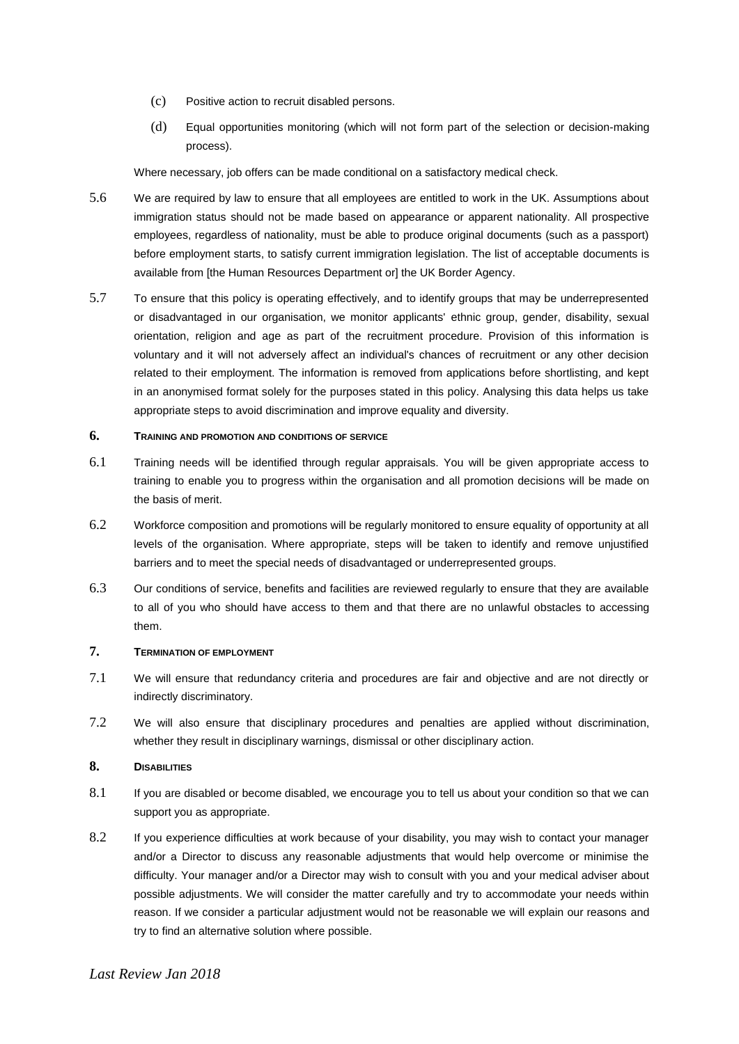(c) Positive action to recruit disabled persons.

(d) Equal opportunities monitoring (which will not form part of the selection or decision-making process).

Where necessary, job offers can be made conditional on a satisfactory medical check.

5.6 We are required by law to ensure that all employees are entitled to work in the UK. Assumptions about immigration status should not be made based on appearance or apparent nationality. All prospective employees, regardless of nationality, must be able to produce original documents (such as a passport) before employment starts, to satisfy current immigration legislation. The list of acceptable documents is available from [the Human Resources Department or] the UK Border Agency.

5.7 To ensure that this policy is operating effectively, and to identify groups that may be underrepresented or disadvantaged in our organisation, we monitor applicants' ethnic group, gender, disability, sexual orientation, religion and age as part of the recruitment procedure. Provision of this information is voluntary and it will not adversely affect an individual's chances of recruitment or any other decision related to their employment. The information is removed from applications before shortlisting, and kept in an anonymised format solely for the purposes stated in this policy. Analysing this data helps us take appropriate steps to avoid discrimination and improve equality and diversity.

## 6. TRAINING AND PROMOTION AND CONDITIONS OF SERVICE

6.1 Training needs will be identified through regular appraisals. You will be given appropriate access to training to enable you to progress within the organisation and all promotion decisions will be made on the basis of merit.

6.2 Workforce composition and promotions will be regularly monitored to ensure equality of opportunity at all levels of the organisation. Where appropriate, steps will be taken to identify and remove unjustified barriers and to meet the special needs of disadvantaged or underrepresented groups.

6.3 Our conditions of service, benefits and facilities are reviewed regularly to ensure that they are available to all of you who should have access to them and that there are no unlawful obstacles to accessing them.

## 7. TERMINATION OF EMPLOYMENT

7.1 We will ensure that redundancy criteria and procedures are fair and objective and are not directly or indirectly discriminatory.

7.2 We will also ensure that disciplinary procedures and penalties are applied without discrimination, whether they result in disciplinary warnings, dismissal or other disciplinary action.

## 8. DISABILITIES

8.1 If you are disabled or become disabled, we encourage you to tell us about your condition so that we can support you as appropriate.

8.2 If you experience difficulties at work because of your disability, you may wish to contact your manager and/or a Director to discuss any reasonable adjustments that would help overcome or minimise the difficulty. Your manager and/or a Director may wish to consult with you and your medical adviser about possible adjustments. We will consider the matter carefully and try to accommodate your needs within reason. If we consider a particular adjustment would not be reasonable we will explain our reasons and try to find an alternative solution where possible.

*Last Review Jan 2018*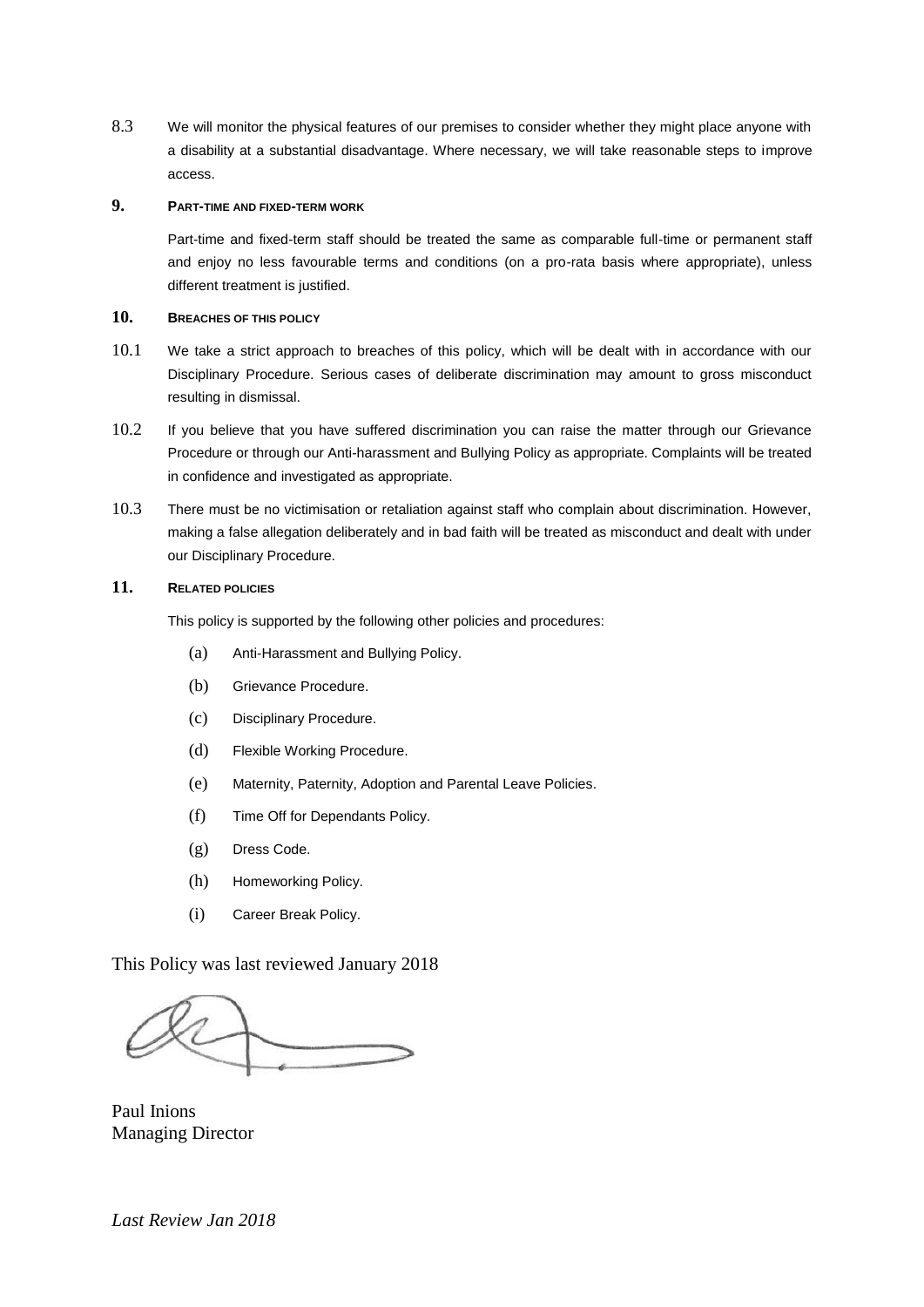8.3 We will monitor the physical features of our premises to consider whether they might place anyone with a disability at a substantial disadvantage. Where necessary, we will take reasonable steps to improve access.

## 9. Part-time and fixed-term work

Part-time and fixed-term staff should be treated the same as comparable full-time or permanent staff and enjoy no less favourable terms and conditions (on a pro-rata basis where appropriate), unless different treatment is justified.

## 10. Breaches of this policy

10.1 We take a strict approach to breaches of this policy, which will be dealt with in accordance with our Disciplinary Procedure. Serious cases of deliberate discrimination may amount to gross misconduct resulting in dismissal.

10.2 If you believe that you have suffered discrimination you can raise the matter through our Grievance Procedure or through our Anti-harassment and Bullying Policy as appropriate. Complaints will be treated in confidence and investigated as appropriate.

10.3 There must be no victimisation or retaliation against staff who complain about discrimination. However, making a false allegation deliberately and in bad faith will be treated as misconduct and dealt with under our Disciplinary Procedure.

## 11. Related policies

This policy is supported by the following other policies and procedures:

(a) Anti-Harassment and Bullying Policy.

(b) Grievance Procedure.

(c) Disciplinary Procedure.

(d) Flexible Working Procedure.

(e) Maternity, Paternity, Adoption and Parental Leave Policies.

(f) Time Off for Dependants Policy.

(g) Dress Code.

(h) Homeworking Policy.

(i) Career Break Policy.

This Policy was last reviewed January 2018

Paul Inions
Managing Director

*Last Review Jan 2018*